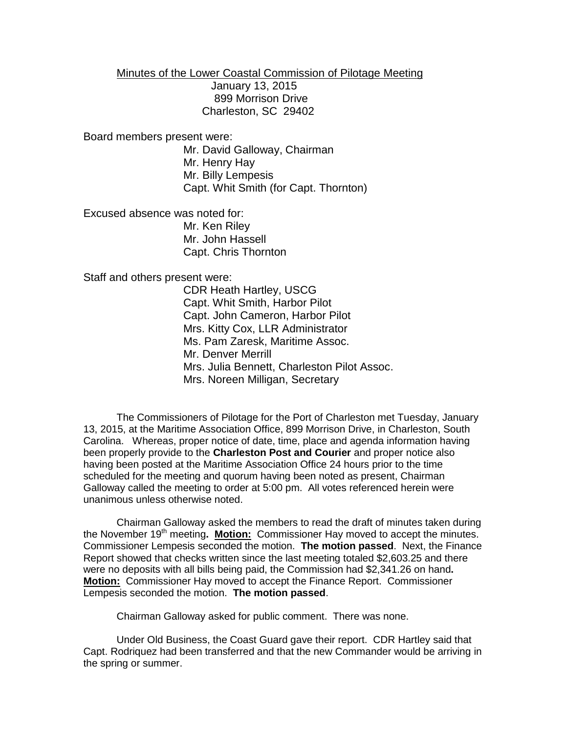Minutes of the Lower Coastal Commission of Pilotage Meeting
January 13, 2015
899 Morrison Drive
Charleston, SC 29402

Board members present were:

- Mr. David Galloway, Chairman
- Mr. Henry Hay
- Mr. Billy Lempesis
- Capt. Whit Smith (for Capt. Thornton)

Excused absence was noted for:

- Mr. Ken Riley
- Mr. John Hassell
- Capt. Chris Thornton

Staff and others present were:

- CDR Heath Hartley, USCG
- Capt. Whit Smith, Harbor Pilot
- Capt. John Cameron, Harbor Pilot
- Mrs. Kitty Cox, LLR Administrator
- Ms. Pam Zaresk, Maritime Assoc.
- Mr. Denver Merrill
- Mrs. Julia Bennett, Charleston Pilot Assoc.
- Mrs. Noreen Milligan, Secretary

The Commissioners of Pilotage for the Port of Charleston met Tuesday, January 13, 2015, at the Maritime Association Office, 899 Morrison Drive, in Charleston, South Carolina. Whereas, proper notice of date, time, place and agenda information having been properly provide to the **Charleston Post and Courier** and proper notice also having been posted at the Maritime Association Office 24 hours prior to the time scheduled for the meeting and quorum having been noted as present, Chairman Galloway called the meeting to order at 5:00 pm. All votes referenced herein were unanimous unless otherwise noted.

Chairman Galloway asked the members to read the draft of minutes taken during the November 19th meeting**. <u>Motion:</u>** Commissioner Hay moved to accept the minutes. Commissioner Lempesis seconded the motion. **The motion passed**. Next, the Finance Report showed that checks written since the last meeting totaled $2,603.25 and there were no deposits with all bills being paid, the Commission had $2,341.26 on hand**. <u>Motion:</u>** Commissioner Hay moved to accept the Finance Report. Commissioner Lempesis seconded the motion. **The motion passed**.

Chairman Galloway asked for public comment. There was none.

Under Old Business, the Coast Guard gave their report. CDR Hartley said that Capt. Rodriquez had been transferred and that the new Commander would be arriving in the spring or summer.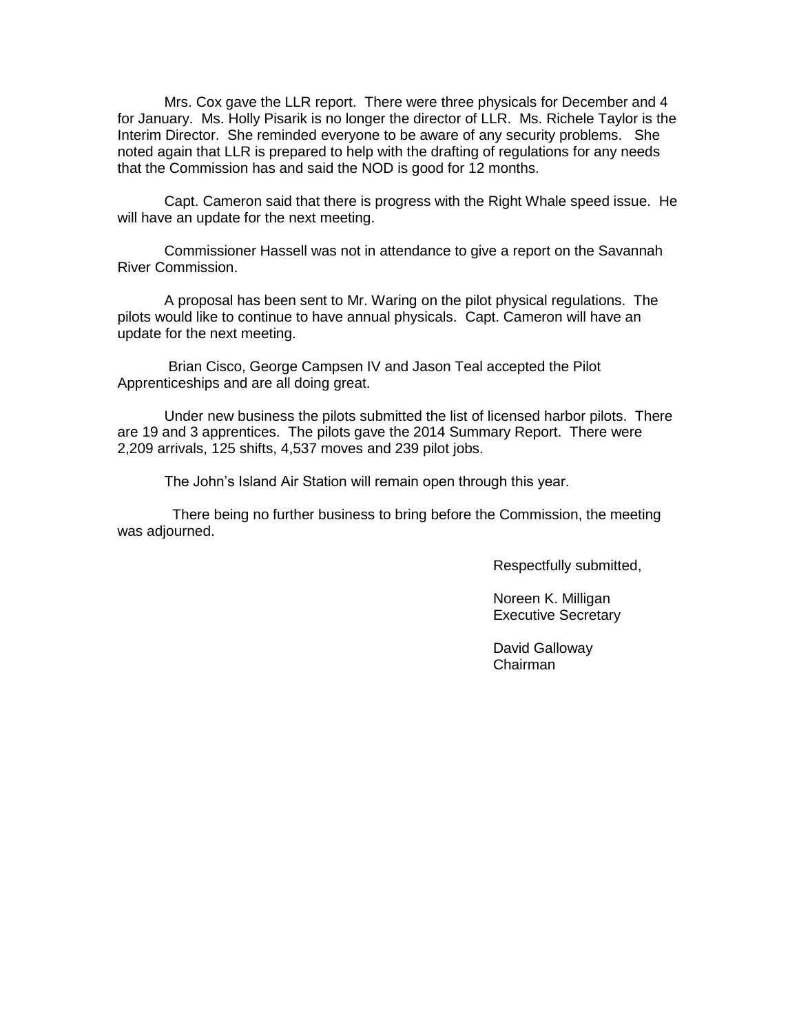Mrs. Cox gave the LLR report. There were three physicals for December and 4 for January. Ms. Holly Pisarik is no longer the director of LLR. Ms. Richele Taylor is the Interim Director. She reminded everyone to be aware of any security problems. She noted again that LLR is prepared to help with the drafting of regulations for any needs that the Commission has and said the NOD is good for 12 months.

Capt. Cameron said that there is progress with the Right Whale speed issue. He will have an update for the next meeting.

Commissioner Hassell was not in attendance to give a report on the Savannah River Commission.

A proposal has been sent to Mr. Waring on the pilot physical regulations. The pilots would like to continue to have annual physicals. Capt. Cameron will have an update for the next meeting.

Brian Cisco, George Campsen IV and Jason Teal accepted the Pilot Apprenticeships and are all doing great.

Under new business the pilots submitted the list of licensed harbor pilots. There are 19 and 3 apprentices. The pilots gave the 2014 Summary Report. There were 2,209 arrivals, 125 shifts, 4,537 moves and 239 pilot jobs.

The John's Island Air Station will remain open through this year.

There being no further business to bring before the Commission, the meeting was adjourned.

Respectfully submitted,

Noreen K. Milligan
Executive Secretary

David Galloway
Chairman